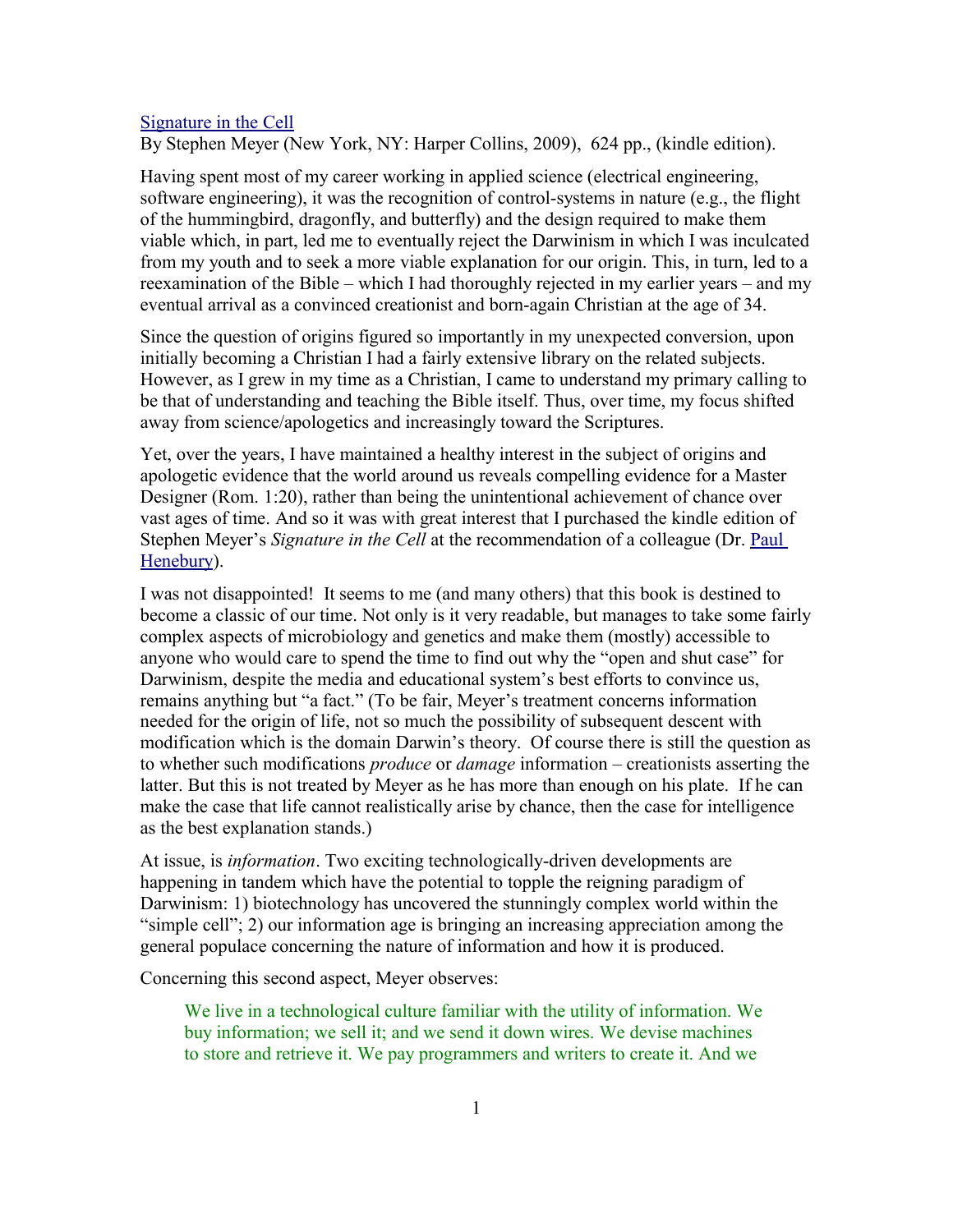[Signature in the Cell](#)
By Stephen Meyer (New York, NY: Harper Collins, 2009), 624 pp., (kindle edition).

Having spent most of my career working in applied science (electrical engineering, software engineering), it was the recognition of control-systems in nature (e.g., the flight of the hummingbird, dragonfly, and butterfly) and the design required to make them viable which, in part, led me to eventually reject the Darwinism in which I was inculcated from my youth and to seek a more viable explanation for our origin. This, in turn, led to a reexamination of the Bible – which I had thoroughly rejected in my earlier years – and my eventual arrival as a convinced creationist and born-again Christian at the age of 34.

Since the question of origins figured so importantly in my unexpected conversion, upon initially becoming a Christian I had a fairly extensive library on the related subjects. However, as I grew in my time as a Christian, I came to understand my primary calling to be that of understanding and teaching the Bible itself. Thus, over time, my focus shifted away from science/apologetics and increasingly toward the Scriptures.

Yet, over the years, I have maintained a healthy interest in the subject of origins and apologetic evidence that the world around us reveals compelling evidence for a Master Designer (Rom. 1:20), rather than being the unintentional achievement of chance over vast ages of time. And so it was with great interest that I purchased the kindle edition of Stephen Meyer's *Signature in the Cell* at the recommendation of a colleague (Dr. [Paul Henebury](#)).

I was not disappointed! It seems to me (and many others) that this book is destined to become a classic of our time. Not only is it very readable, but manages to take some fairly complex aspects of microbiology and genetics and make them (mostly) accessible to anyone who would care to spend the time to find out why the "open and shut case" for Darwinism, despite the media and educational system's best efforts to convince us, remains anything but "a fact." (To be fair, Meyer's treatment concerns information needed for the origin of life, not so much the possibility of subsequent descent with modification which is the domain Darwin's theory. Of course there is still the question as to whether such modifications *produce* or *damage* information – creationists asserting the latter. But this is not treated by Meyer as he has more than enough on his plate. If he can make the case that life cannot realistically arise by chance, then the case for intelligence as the best explanation stands.)

At issue, is *information*. Two exciting technologically-driven developments are happening in tandem which have the potential to topple the reigning paradigm of Darwinism: 1) biotechnology has uncovered the stunningly complex world within the "simple cell"; 2) our information age is bringing an increasing appreciation among the general populace concerning the nature of information and how it is produced.

Concerning this second aspect, Meyer observes:

> We live in a technological culture familiar with the utility of information. We buy information; we sell it; and we send it down wires. We devise machines to store and retrieve it. We pay programmers and writers to create it. And we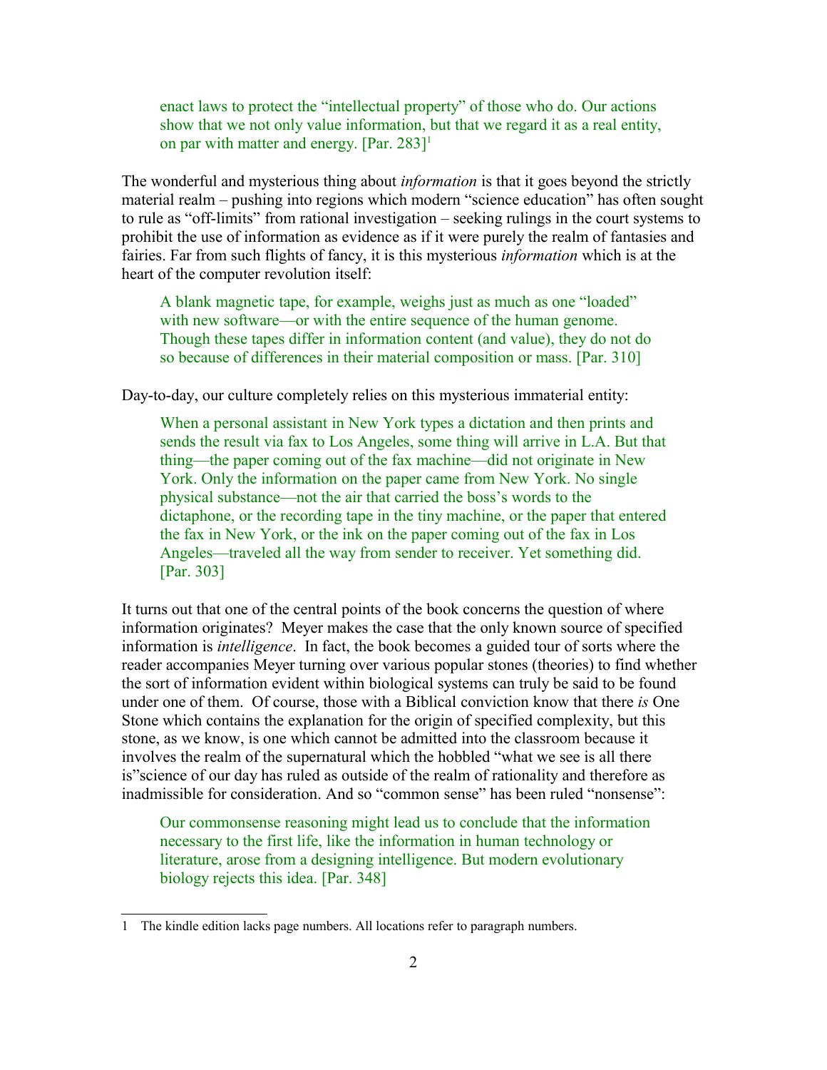> enact laws to protect the "intellectual property" of those who do. Our actions show that we not only value information, but that we regard it as a real entity, on par with matter and energy. [Par. 283][1]

The wonderful and mysterious thing about *information* is that it goes beyond the strictly material realm – pushing into regions which modern "science education" has often sought to rule as "off-limits" from rational investigation – seeking rulings in the court systems to prohibit the use of information as evidence as if it were purely the realm of fantasies and fairies. Far from such flights of fancy, it is this mysterious *information* which is at the heart of the computer revolution itself:

> A blank magnetic tape, for example, weighs just as much as one "loaded" with new software—or with the entire sequence of the human genome. Though these tapes differ in information content (and value), they do not do so because of differences in their material composition or mass. [Par. 310]

Day-to-day, our culture completely relies on this mysterious immaterial entity:

> When a personal assistant in New York types a dictation and then prints and sends the result via fax to Los Angeles, some thing will arrive in L.A. But that thing—the paper coming out of the fax machine—did not originate in New York. Only the information on the paper came from New York. No single physical substance—not the air that carried the boss's words to the dictaphone, or the recording tape in the tiny machine, or the paper that entered the fax in New York, or the ink on the paper coming out of the fax in Los Angeles—traveled all the way from sender to receiver. Yet something did. [Par. 303]

It turns out that one of the central points of the book concerns the question of where information originates? Meyer makes the case that the only known source of specified information is *intelligence*. In fact, the book becomes a guided tour of sorts where the reader accompanies Meyer turning over various popular stones (theories) to find whether the sort of information evident within biological systems can truly be said to be found under one of them. Of course, those with a Biblical conviction know that there *is* One Stone which contains the explanation for the origin of specified complexity, but this stone, as we know, is one which cannot be admitted into the classroom because it involves the realm of the supernatural which the hobbled "what we see is all there is"science of our day has ruled as outside of the realm of rationality and therefore as inadmissible for consideration. And so "common sense" has been ruled "nonsense":

> Our commonsense reasoning might lead us to conclude that the information necessary to the first life, like the information in human technology or literature, arose from a designing intelligence. But modern evolutionary biology rejects this idea. [Par. 348]

[1] The kindle edition lacks page numbers. All locations refer to paragraph numbers.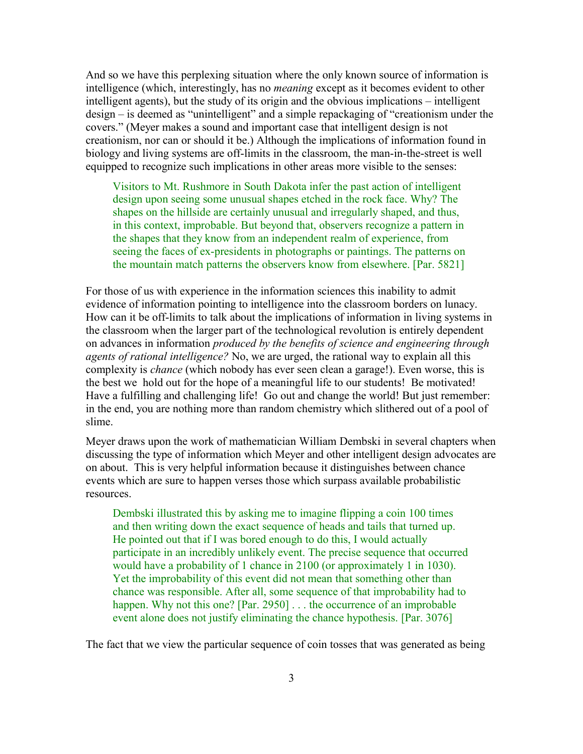And so we have this perplexing situation where the only known source of information is intelligence (which, interestingly, has no *meaning* except as it becomes evident to other intelligent agents), but the study of its origin and the obvious implications – intelligent design – is deemed as "unintelligent" and a simple repackaging of "creationism under the covers." (Meyer makes a sound and important case that intelligent design is not creationism, nor can or should it be.) Although the implications of information found in biology and living systems are off-limits in the classroom, the man-in-the-street is well equipped to recognize such implications in other areas more visible to the senses:

> Visitors to Mt. Rushmore in South Dakota infer the past action of intelligent design upon seeing some unusual shapes etched in the rock face. Why? The shapes on the hillside are certainly unusual and irregularly shaped, and thus, in this context, improbable. But beyond that, observers recognize a pattern in the shapes that they know from an independent realm of experience, from seeing the faces of ex-presidents in photographs or paintings. The patterns on the mountain match patterns the observers know from elsewhere. [Par. 5821]

For those of us with experience in the information sciences this inability to admit evidence of information pointing to intelligence into the classroom borders on lunacy. How can it be off-limits to talk about the implications of information in living systems in the classroom when the larger part of the technological revolution is entirely dependent on advances in information *produced by the benefits of science and engineering through agents of rational intelligence?* No, we are urged, the rational way to explain all this complexity is *chance* (which nobody has ever seen clean a garage!). Even worse, this is the best we hold out for the hope of a meaningful life to our students! Be motivated! Have a fulfilling and challenging life! Go out and change the world! But just remember: in the end, you are nothing more than random chemistry which slithered out of a pool of slime.

Meyer draws upon the work of mathematician William Dembski in several chapters when discussing the type of information which Meyer and other intelligent design advocates are on about. This is very helpful information because it distinguishes between chance events which are sure to happen verses those which surpass available probabilistic resources.

> Dembski illustrated this by asking me to imagine flipping a coin 100 times and then writing down the exact sequence of heads and tails that turned up. He pointed out that if I was bored enough to do this, I would actually participate in an incredibly unlikely event. The precise sequence that occurred would have a probability of 1 chance in 2100 (or approximately 1 in 1030). Yet the improbability of this event did not mean that something other than chance was responsible. After all, some sequence of that improbability had to happen. Why not this one? [Par. 2950] . . . the occurrence of an improbable event alone does not justify eliminating the chance hypothesis. [Par. 3076]

The fact that we view the particular sequence of coin tosses that was generated as being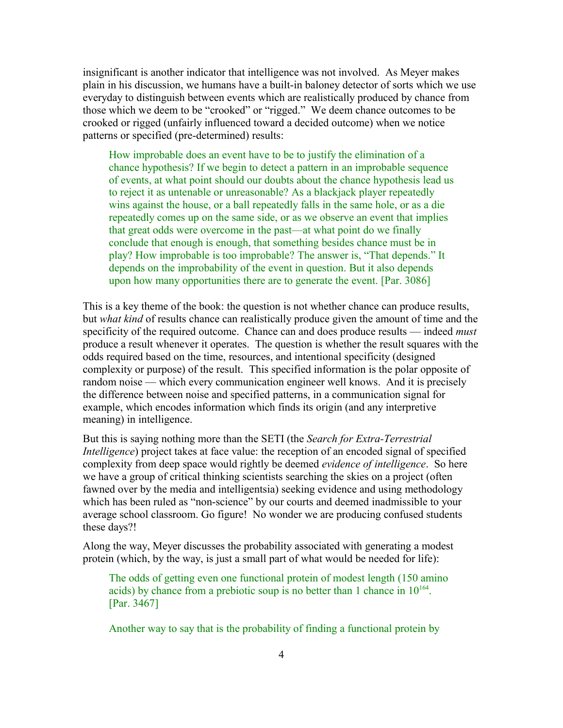insignificant is another indicator that intelligence was not involved. As Meyer makes plain in his discussion, we humans have a built-in baloney detector of sorts which we use everyday to distinguish between events which are realistically produced by chance from those which we deem to be "crooked" or "rigged." We deem chance outcomes to be crooked or rigged (unfairly influenced toward a decided outcome) when we notice patterns or specified (pre-determined) results:

> How improbable does an event have to be to justify the elimination of a chance hypothesis? If we begin to detect a pattern in an improbable sequence of events, at what point should our doubts about the chance hypothesis lead us to reject it as untenable or unreasonable? As a blackjack player repeatedly wins against the house, or a ball repeatedly falls in the same hole, or as a die repeatedly comes up on the same side, or as we observe an event that implies that great odds were overcome in the past—at what point do we finally conclude that enough is enough, that something besides chance must be in play? How improbable is too improbable? The answer is, "That depends." It depends on the improbability of the event in question. But it also depends upon how many opportunities there are to generate the event. [Par. 3086]

This is a key theme of the book: the question is not whether chance can produce results, but *what kind* of results chance can realistically produce given the amount of time and the specificity of the required outcome. Chance can and does produce results — indeed *must* produce a result whenever it operates. The question is whether the result squares with the odds required based on the time, resources, and intentional specificity (designed complexity or purpose) of the result. This specified information is the polar opposite of random noise — which every communication engineer well knows. And it is precisely the difference between noise and specified patterns, in a communication signal for example, which encodes information which finds its origin (and any interpretive meaning) in intelligence.

But this is saying nothing more than the SETI (the *Search for Extra-Terrestrial Intelligence*) project takes at face value: the reception of an encoded signal of specified complexity from deep space would rightly be deemed *evidence of intelligence*. So here we have a group of critical thinking scientists searching the skies on a project (often fawned over by the media and intelligentsia) seeking evidence and using methodology which has been ruled as "non-science" by our courts and deemed inadmissible to your average school classroom. Go figure! No wonder we are producing confused students these days?!

Along the way, Meyer discusses the probability associated with generating a modest protein (which, by the way, is just a small part of what would be needed for life):

> The odds of getting even one functional protein of modest length (150 amino acids) by chance from a prebiotic soup is no better than 1 chance in $10^{164}$. [Par. 3467]

> Another way to say that is the probability of finding a functional protein by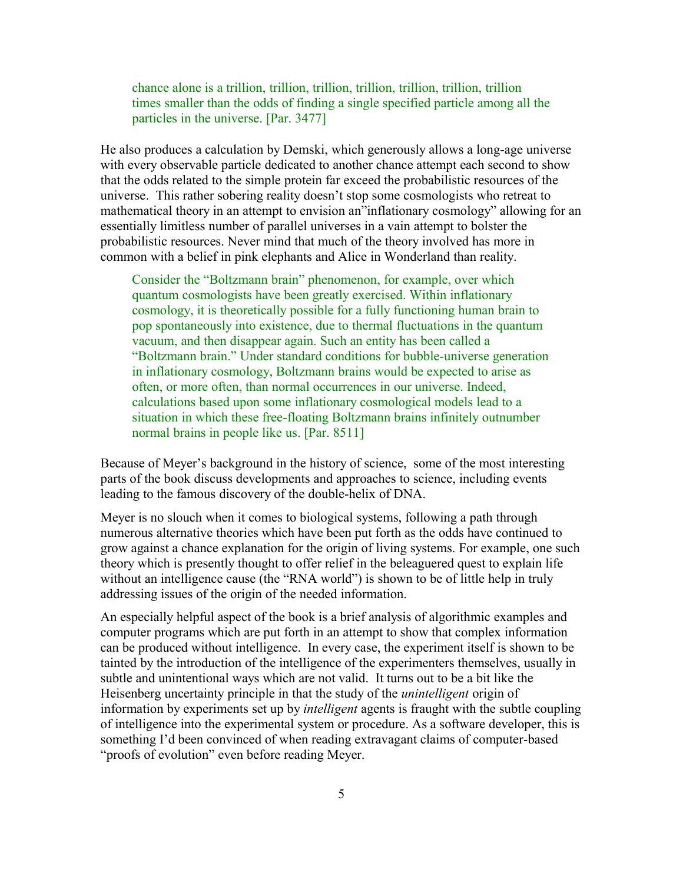> chance alone is a trillion, trillion, trillion, trillion, trillion, trillion, trillion times smaller than the odds of finding a single specified particle among all the particles in the universe. [Par. 3477]

He also produces a calculation by Demski, which generously allows a long-age universe with every observable particle dedicated to another chance attempt each second to show that the odds related to the simple protein far exceed the probabilistic resources of the universe. This rather sobering reality doesn't stop some cosmologists who retreat to mathematical theory in an attempt to envision an"inflationary cosmology" allowing for an essentially limitless number of parallel universes in a vain attempt to bolster the probabilistic resources. Never mind that much of the theory involved has more in common with a belief in pink elephants and Alice in Wonderland than reality.

> Consider the "Boltzmann brain" phenomenon, for example, over which quantum cosmologists have been greatly exercised. Within inflationary cosmology, it is theoretically possible for a fully functioning human brain to pop spontaneously into existence, due to thermal fluctuations in the quantum vacuum, and then disappear again. Such an entity has been called a "Boltzmann brain." Under standard conditions for bubble-universe generation in inflationary cosmology, Boltzmann brains would be expected to arise as often, or more often, than normal occurrences in our universe. Indeed, calculations based upon some inflationary cosmological models lead to a situation in which these free-floating Boltzmann brains infinitely outnumber normal brains in people like us. [Par. 8511]

Because of Meyer's background in the history of science, some of the most interesting parts of the book discuss developments and approaches to science, including events leading to the famous discovery of the double-helix of DNA.

Meyer is no slouch when it comes to biological systems, following a path through numerous alternative theories which have been put forth as the odds have continued to grow against a chance explanation for the origin of living systems. For example, one such theory which is presently thought to offer relief in the beleaguered quest to explain life without an intelligence cause (the "RNA world") is shown to be of little help in truly addressing issues of the origin of the needed information.

An especially helpful aspect of the book is a brief analysis of algorithmic examples and computer programs which are put forth in an attempt to show that complex information can be produced without intelligence. In every case, the experiment itself is shown to be tainted by the introduction of the intelligence of the experimenters themselves, usually in subtle and unintentional ways which are not valid. It turns out to be a bit like the Heisenberg uncertainty principle in that the study of the *unintelligent* origin of information by experiments set up by *intelligent* agents is fraught with the subtle coupling of intelligence into the experimental system or procedure. As a software developer, this is something I'd been convinced of when reading extravagant claims of computer-based "proofs of evolution" even before reading Meyer.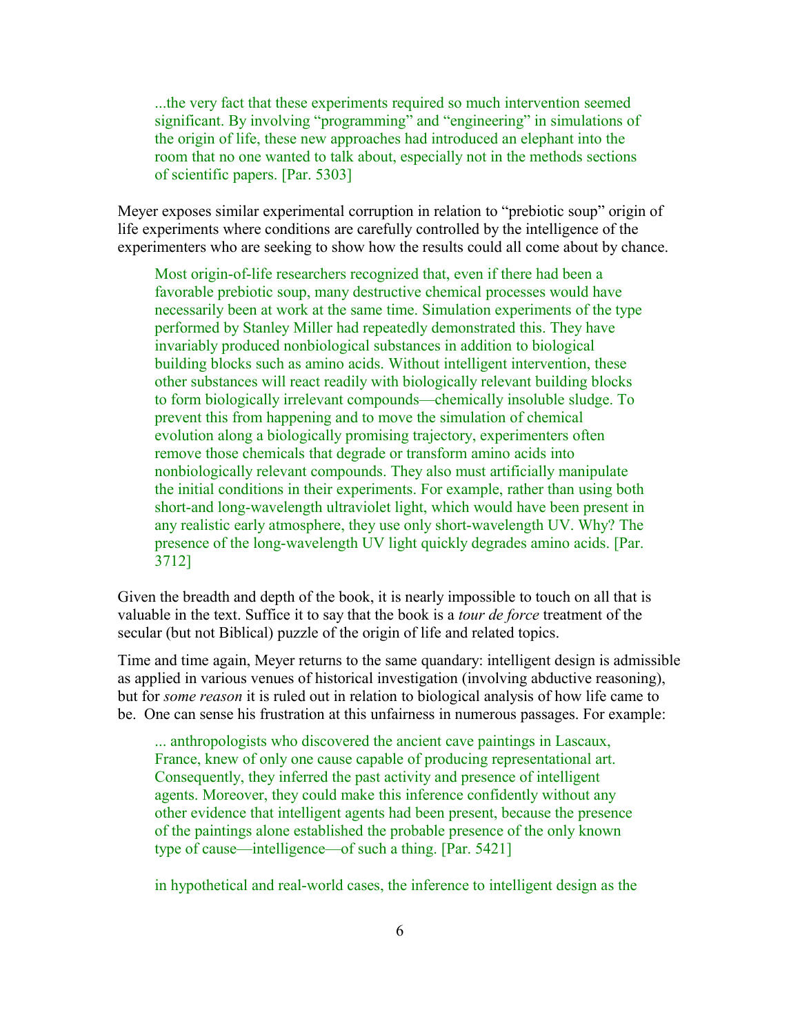> ...the very fact that these experiments required so much intervention seemed significant. By involving “programming” and “engineering” in simulations of the origin of life, these new approaches had introduced an elephant into the room that no one wanted to talk about, especially not in the methods sections of scientific papers. [Par. 5303]

Meyer exposes similar experimental corruption in relation to “prebiotic soup” origin of life experiments where conditions are carefully controlled by the intelligence of the experimenters who are seeking to show how the results could all come about by chance.

> Most origin-of-life researchers recognized that, even if there had been a favorable prebiotic soup, many destructive chemical processes would have necessarily been at work at the same time. Simulation experiments of the type performed by Stanley Miller had repeatedly demonstrated this. They have invariably produced nonbiological substances in addition to biological building blocks such as amino acids. Without intelligent intervention, these other substances will react readily with biologically relevant building blocks to form biologically irrelevant compounds—chemically insoluble sludge. To prevent this from happening and to move the simulation of chemical evolution along a biologically promising trajectory, experimenters often remove those chemicals that degrade or transform amino acids into nonbiologically relevant compounds. They also must artificially manipulate the initial conditions in their experiments. For example, rather than using both short-and long-wavelength ultraviolet light, which would have been present in any realistic early atmosphere, they use only short-wavelength UV. Why? The presence of the long-wavelength UV light quickly degrades amino acids. [Par. 3712]

Given the breadth and depth of the book, it is nearly impossible to touch on all that is valuable in the text. Suffice it to say that the book is a *tour de force* treatment of the secular (but not Biblical) puzzle of the origin of life and related topics.

Time and time again, Meyer returns to the same quandary: intelligent design is admissible as applied in various venues of historical investigation (involving abductive reasoning), but for *some reason* it is ruled out in relation to biological analysis of how life came to be. One can sense his frustration at this unfairness in numerous passages. For example:

> ... anthropologists who discovered the ancient cave paintings in Lascaux, France, knew of only one cause capable of producing representational art. Consequently, they inferred the past activity and presence of intelligent agents. Moreover, they could make this inference confidently without any other evidence that intelligent agents had been present, because the presence of the paintings alone established the probable presence of the only known type of cause—intelligence—of such a thing. [Par. 5421]

> in hypothetical and real-world cases, the inference to intelligent design as the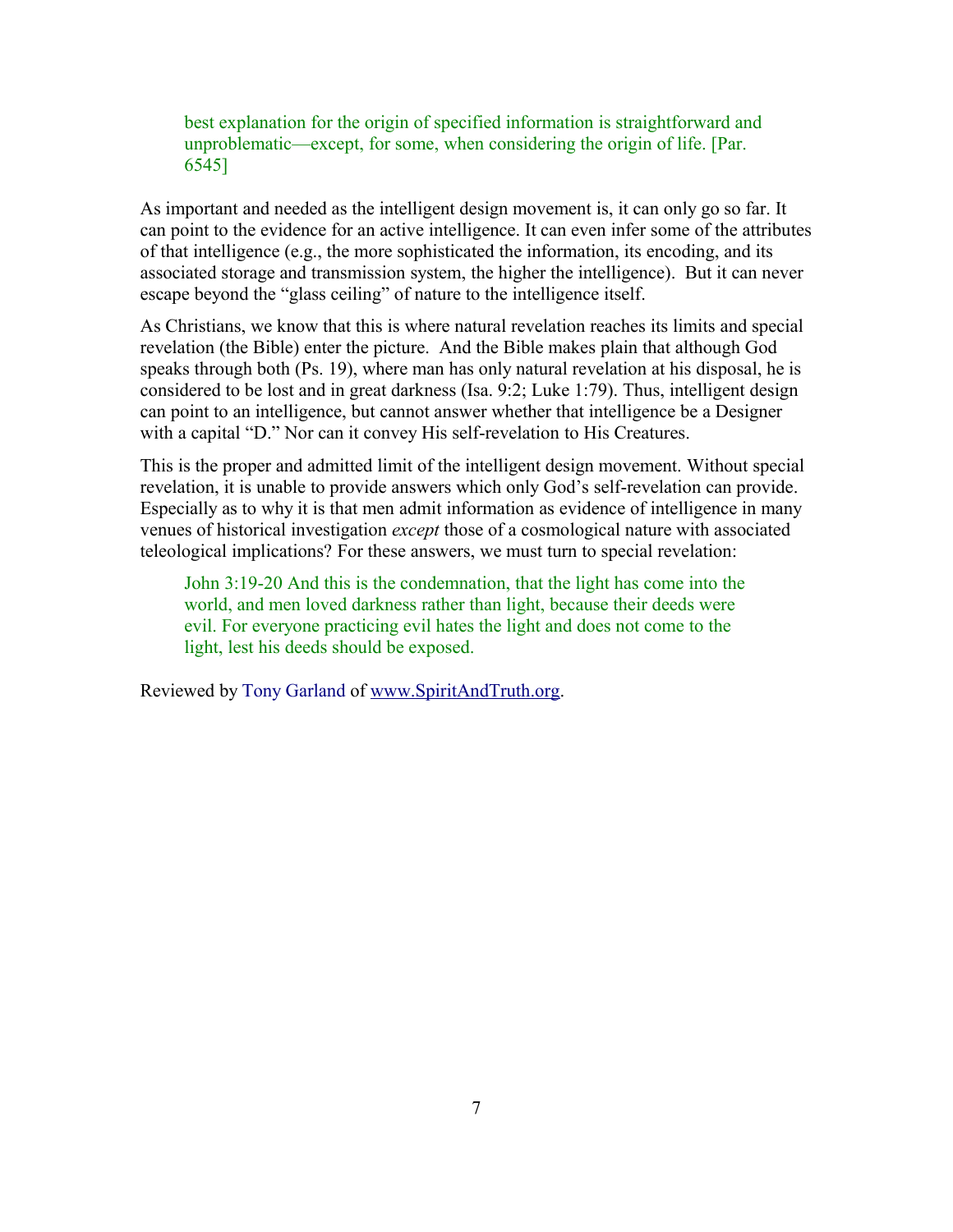> best explanation for the origin of specified information is straightforward and unproblematic—except, for some, when considering the origin of life. [Par. 6545]

As important and needed as the intelligent design movement is, it can only go so far. It can point to the evidence for an active intelligence. It can even infer some of the attributes of that intelligence (e.g., the more sophisticated the information, its encoding, and its associated storage and transmission system, the higher the intelligence). But it can never escape beyond the "glass ceiling" of nature to the intelligence itself.

As Christians, we know that this is where natural revelation reaches its limits and special revelation (the Bible) enter the picture. And the Bible makes plain that although God speaks through both (Ps. 19), where man has only natural revelation at his disposal, he is considered to be lost and in great darkness (Isa. 9:2; Luke 1:79). Thus, intelligent design can point to an intelligence, but cannot answer whether that intelligence be a Designer with a capital "D." Nor can it convey His self-revelation to His Creatures.

This is the proper and admitted limit of the intelligent design movement. Without special revelation, it is unable to provide answers which only God's self-revelation can provide. Especially as to why it is that men admit information as evidence of intelligence in many venues of historical investigation *except* those of a cosmological nature with associated teleological implications? For these answers, we must turn to special revelation:

> John 3:19-20 And this is the condemnation, that the light has come into the world, and men loved darkness rather than light, because their deeds were evil. For everyone practicing evil hates the light and does not come to the light, lest his deeds should be exposed.

Reviewed by Tony Garland of www.SpiritAndTruth.org.